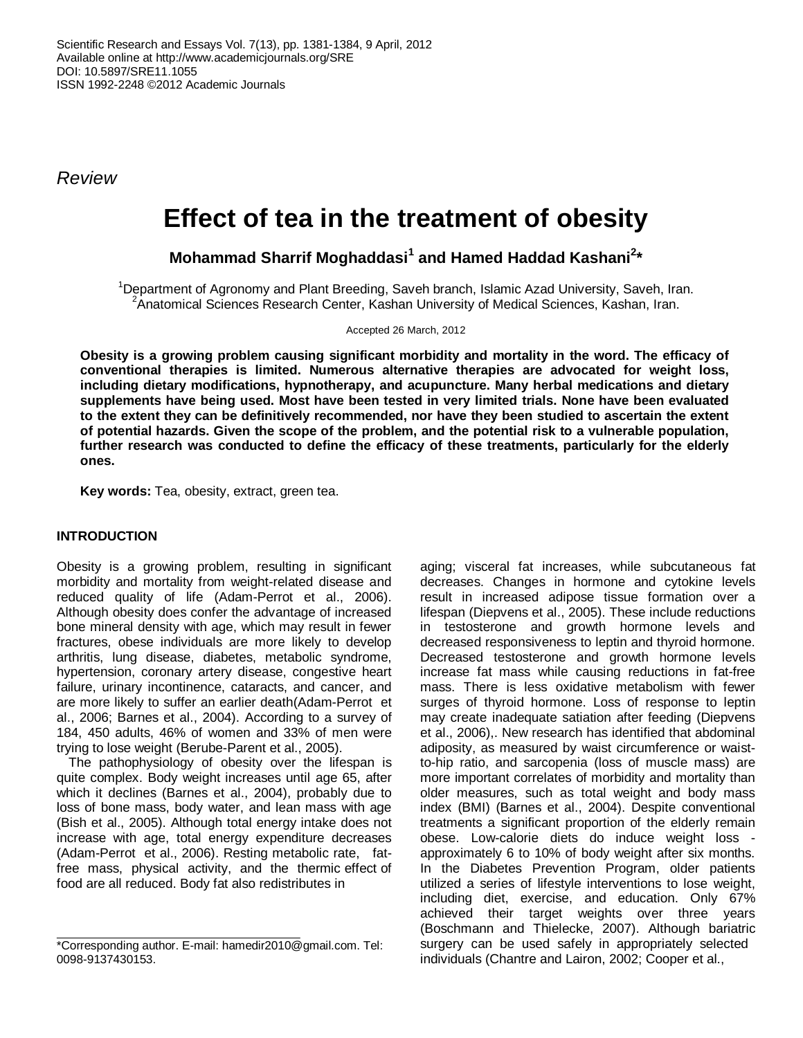*Review*

# Effect of tea in the treatment of obesity

**Mohammad Sharrif Moghaddasi[1] and Hamed Haddad Kashani[2]***

[1]Department of Agronomy and Plant Breeding, Saveh branch, Islamic Azad University, Saveh, Iran.
[2]Anatomical Sciences Research Center, Kashan University of Medical Sciences, Kashan, Iran.

Accepted 26 March, 2012

**Obesity is a growing problem causing significant morbidity and mortality in the word. The efficacy of conventional therapies is limited. Numerous alternative therapies are advocated for weight loss, including dietary modifications, hypnotherapy, and acupuncture. Many herbal medications and dietary supplements have being used. Most have been tested in very limited trials. None have been evaluated to the extent they can be definitively recommended, nor have they been studied to ascertain the extent of potential hazards. Given the scope of the problem, and the potential risk to a vulnerable population, further research was conducted to define the efficacy of these treatments, particularly for the elderly ones.**

**Key words:** Tea, obesity, extract, green tea.

## INTRODUCTION

Obesity is a growing problem, resulting in significant morbidity and mortality from weight-related disease and reduced quality of life (Adam-Perrot et al., 2006). Although obesity does confer the advantage of increased bone mineral density with age, which may result in fewer fractures, obese individuals are more likely to develop arthritis, lung disease, diabetes, metabolic syndrome, hypertension, coronary artery disease, congestive heart failure, urinary incontinence, cataracts, and cancer, and are more likely to suffer an earlier death(Adam-Perrot et al., 2006; Barnes et al., 2004). According to a survey of 184, 450 adults, 46% of women and 33% of men were trying to lose weight (Berube-Parent et al., 2005).

The pathophysiology of obesity over the lifespan is quite complex. Body weight increases until age 65, after which it declines (Barnes et al., 2004), probably due to loss of bone mass, body water, and lean mass with age (Bish et al., 2005). Although total energy intake does not increase with age, total energy expenditure decreases (Adam-Perrot et al., 2006). Resting metabolic rate, fat-free mass, physical activity, and the thermic effect of food are all reduced. Body fat also redistributes in aging; visceral fat increases, while subcutaneous fat decreases. Changes in hormone and cytokine levels result in increased adipose tissue formation over a lifespan (Diepvens et al., 2005). These include reductions in testosterone and growth hormone levels and decreased responsiveness to leptin and thyroid hormone. Decreased testosterone and growth hormone levels increase fat mass while causing reductions in fat-free mass. There is less oxidative metabolism with fewer surges of thyroid hormone. Loss of response to leptin may create inadequate satiation after feeding (Diepvens et al., 2006),. New research has identified that abdominal adiposity, as measured by waist circumference or waist-to-hip ratio, and sarcopenia (loss of muscle mass) are more important correlates of morbidity and mortality than older measures, such as total weight and body mass index (BMI) (Barnes et al., 2004). Despite conventional treatments a significant proportion of the elderly remain obese. Low-calorie diets do induce weight loss - approximately 6 to 10% of body weight after six months. In the Diabetes Prevention Program, older patients utilized a series of lifestyle interventions to lose weight, including diet, exercise, and education. Only 67% achieved their target weights over three years (Boschmann and Thielecke, 2007). Although bariatric surgery can be used safely in appropriately selected individuals (Chantre and Lairon, 2002; Cooper et al.,

*Corresponding author. E-mail: hamedir2010@gmail.com. Tel: 0098-9137430153.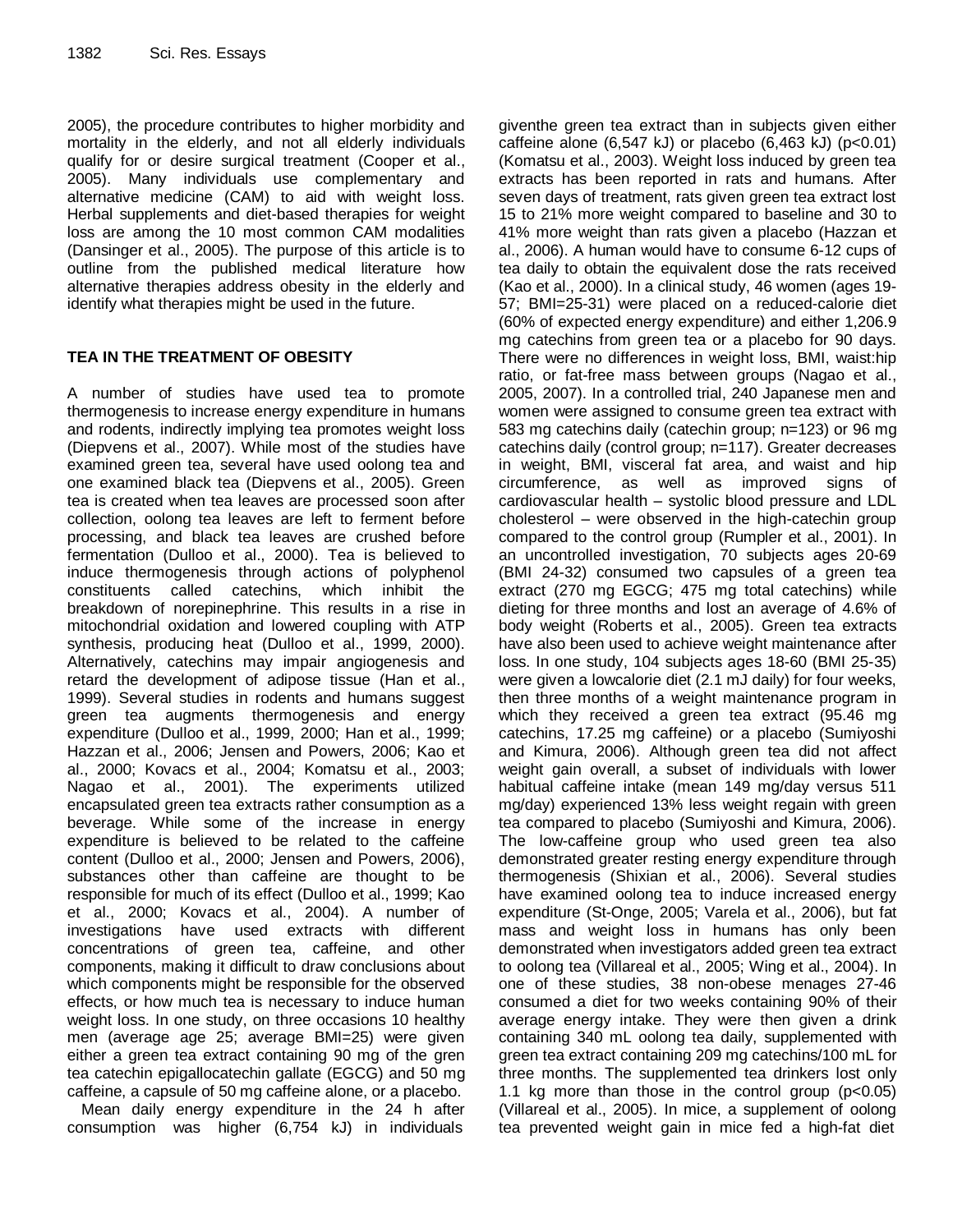2005), the procedure contributes to higher morbidity and mortality in the elderly, and not all elderly individuals qualify for or desire surgical treatment (Cooper et al., 2005). Many individuals use complementary and alternative medicine (CAM) to aid with weight loss. Herbal supplements and diet-based therapies for weight loss are among the 10 most common CAM modalities (Dansinger et al., 2005). The purpose of this article is to outline from the published medical literature how alternative therapies address obesity in the elderly and identify what therapies might be used in the future.

## TEA IN THE TREATMENT OF OBESITY

A number of studies have used tea to promote thermogenesis to increase energy expenditure in humans and rodents, indirectly implying tea promotes weight loss (Diepvens et al., 2007). While most of the studies have examined green tea, several have used oolong tea and one examined black tea (Diepvens et al., 2005). Green tea is created when tea leaves are processed soon after collection, oolong tea leaves are left to ferment before processing, and black tea leaves are crushed before fermentation (Dulloo et al., 2000). Tea is believed to induce thermogenesis through actions of polyphenol constituents called catechins, which inhibit the breakdown of norepinephrine. This results in a rise in mitochondrial oxidation and lowered coupling with ATP synthesis, producing heat (Dulloo et al., 1999, 2000). Alternatively, catechins may impair angiogenesis and retard the development of adipose tissue (Han et al., 1999). Several studies in rodents and humans suggest green tea augments thermogenesis and energy expenditure (Dulloo et al., 1999, 2000; Han et al., 1999; Hazzan et al., 2006; Jensen and Powers, 2006; Kao et al., 2000; Kovacs et al., 2004; Komatsu et al., 2003; Nagao et al., 2001). The experiments utilized encapsulated green tea extracts rather consumption as a beverage. While some of the increase in energy expenditure is believed to be related to the caffeine content (Dulloo et al., 2000; Jensen and Powers, 2006), substances other than caffeine are thought to be responsible for much of its effect (Dulloo et al., 1999; Kao et al., 2000; Kovacs et al., 2004). A number of investigations have used extracts with different concentrations of green tea, caffeine, and other components, making it difficult to draw conclusions about which components might be responsible for the observed effects, or how much tea is necessary to induce human weight loss. In one study, on three occasions 10 healthy men (average age 25; average BMI=25) were given either a green tea extract containing 90 mg of the gren tea catechin epigallocatechin gallate (EGCG) and 50 mg caffeine, a capsule of 50 mg caffeine alone, or a placebo.

Mean daily energy expenditure in the 24 h after consumption was higher (6,754 kJ) in individuals giventhe green tea extract than in subjects given either caffeine alone (6,547 kJ) or placebo (6,463 kJ) ($p<0.01$) (Komatsu et al., 2003). Weight loss induced by green tea extracts has been reported in rats and humans. After seven days of treatment, rats given green tea extract lost 15 to 21% more weight compared to baseline and 30 to 41% more weight than rats given a placebo (Hazzan et al., 2006). A human would have to consume 6-12 cups of tea daily to obtain the equivalent dose the rats received (Kao et al., 2000). In a clinical study, 46 women (ages 19-57; BMI=25-31) were placed on a reduced-calorie diet (60% of expected energy expenditure) and either 1,206.9 mg catechins from green tea or a placebo for 90 days. There were no differences in weight loss, BMI, waist:hip ratio, or fat-free mass between groups (Nagao et al., 2005, 2007). In a controlled trial, 240 Japanese men and women were assigned to consume green tea extract with 583 mg catechins daily (catechin group; n=123) or 96 mg catechins daily (control group; n=117). Greater decreases in weight, BMI, visceral fat area, and waist and hip circumference, as well as improved signs of cardiovascular health – systolic blood pressure and LDL cholesterol – were observed in the high-catechin group compared to the control group (Rumpler et al., 2001). In an uncontrolled investigation, 70 subjects ages 20-69 (BMI 24-32) consumed two capsules of a green tea extract (270 mg EGCG; 475 mg total catechins) while dieting for three months and lost an average of 4.6% of body weight (Roberts et al., 2005). Green tea extracts have also been used to achieve weight maintenance after loss. In one study, 104 subjects ages 18-60 (BMI 25-35) were given a lowcalorie diet (2.1 mJ daily) for four weeks, then three months of a weight maintenance program in which they received a green tea extract (95.46 mg catechins, 17.25 mg caffeine) or a placebo (Sumiyoshi and Kimura, 2006). Although green tea did not affect weight gain overall, a subset of individuals with lower habitual caffeine intake (mean 149 mg/day versus 511 mg/day) experienced 13% less weight regain with green tea compared to placebo (Sumiyoshi and Kimura, 2006). The low-caffeine group who used green tea also demonstrated greater resting energy expenditure through thermogenesis (Shixian et al., 2006). Several studies have examined oolong tea to induce increased energy expenditure (St-Onge, 2005; Varela et al., 2006), but fat mass and weight loss in humans has only been demonstrated when investigators added green tea extract to oolong tea (Villareal et al., 2005; Wing et al., 2004). In one of these studies, 38 non-obese menages 27-46 consumed a diet for two weeks containing 90% of their average energy intake. They were then given a drink containing 340 mL oolong tea daily, supplemented with green tea extract containing 209 mg catechins/100 mL for three months. The supplemented tea drinkers lost only 1.1 kg more than those in the control group ($p<0.05$) (Villareal et al., 2005). In mice, a supplement of oolong tea prevented weight gain in mice fed a high-fat diet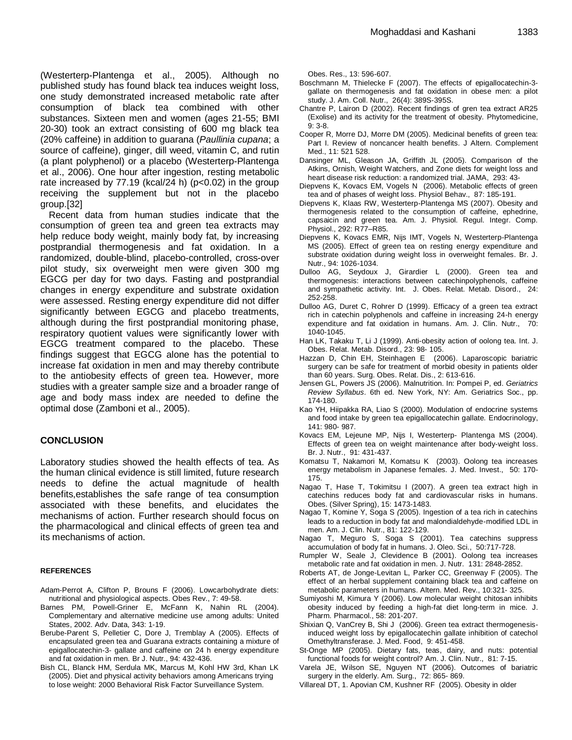(Westerterp-Plantenga et al., 2005). Although no published study has found black tea induces weight loss, one study demonstrated increased metabolic rate after consumption of black tea combined with other substances. Sixteen men and women (ages 21-55; BMI 20-30) took an extract consisting of 600 mg black tea (20% caffeine) in addition to guarana (*Paullinia cupana*; a source of caffeine), ginger, dill weed, vitamin C, and rutin (a plant polyphenol) or a placebo (Westerterp-Plantenga et al., 2006). One hour after ingestion, resting metabolic rate increased by 77.19 (kcal/24 h) ($p<0.02$) in the group receiving the supplement but not in the placebo group.[32]

Recent data from human studies indicate that the consumption of green tea and green tea extracts may help reduce body weight, mainly body fat, by increasing postprandial thermogenesis and fat oxidation. In a randomized, double-blind, placebo-controlled, cross-over pilot study, six overweight men were given 300 mg EGCG per day for two days. Fasting and postprandial changes in energy expenditure and substrate oxidation were assessed. Resting energy expenditure did not differ significantly between EGCG and placebo treatments, although during the first postprandial monitoring phase, respiratory quotient values were significantly lower with EGCG treatment compared to the placebo. These findings suggest that EGCG alone has the potential to increase fat oxidation in men and may thereby contribute to the antiobesity effects of green tea. However, more studies with a greater sample size and a broader range of age and body mass index are needed to define the optimal dose (Zamboni et al., 2005).

## CONCLUSION

Laboratory studies showed the health effects of tea. As the human clinical evidence is still limited, future research needs to define the actual magnitude of health benefits,establishes the safe range of tea consumption associated with these benefits, and elucidates the mechanisms of action. Further research should focus on the pharmacological and clinical effects of green tea and its mechanisms of action.

## REFERENCES

Adam-Perrot A, Clifton P, Brouns F (2006). Lowcarbohydrate diets: nutritional and physiological aspects. Obes Rev., 7: 49-58.

Barnes PM, Powell-Griner E, McFann K, Nahin RL (2004). Complementary and alternative medicine use among adults: United States, 2002. Adv. Data, 343: 1-19.

Berube-Parent S, Pelletier C, Dore J, Tremblay A (2005). Effects of encapsulated green tea and Guarana extracts containing a mixture of epigallocatechin-3- gallate and caffeine on 24 h energy expenditure and fat oxidation in men. Br J. Nutr., 94: 432-436.

Bish CL, Blanck HM, Serdula MK, Marcus M, Kohl HW 3rd, Khan LK (2005). Diet and physical activity behaviors among Americans trying to lose weight: 2000 Behavioral Risk Factor Surveillance System. Obes. Res., 13: 596-607.

Boschmann M, Thielecke F (2007). The effects of epigallocatechin-3-gallate on thermogenesis and fat oxidation in obese men: a pilot study. J. Am. Coll. Nutr., 26(4): 389S-395S.

Chantre P, Lairon D (2002). Recent findings of gren tea extract AR25 (Exolise) and its activity for the treatment of obesity. Phytomedicine, 9: 3-8.

Cooper R, Morre DJ, Morre DM (2005). Medicinal benefits of green tea: Part I. Review of noncancer health benefits. J Altern. Complement Med., 11: 521 528.

Dansinger ML, Gleason JA, Griffith JL (2005). Comparison of the Atkins, Ornish, Weight Watchers, and Zone diets for weight loss and heart disease risk reduction: a randomized trial. JAMA, 293: 43-

Diepvens K, Kovacs EM, Vogels N (2006). Metabolic effects of green tea and of phases of weight loss. Physiol Behav., 87: 185-191.

Diepvens K, Klaas RW, Westerterp-Plantenga MS (2007). Obesity and thermogenesis related to the consumption of caffeine, ephedrine, capsaicin and green tea. Am. J. Physiol. Regul. Integr. Comp. Physiol., 292: R77–R85.

Diepvens K, Kovacs EMR, Nijs IMT, Vogels N, Westerterp-Plantenga MS (2005). Effect of green tea on resting energy expenditure and substrate oxidation during weight loss in overweight females. Br. J. Nutr., 94: 1026-1034.

Dulloo AG, Seydoux J, Girardier L (2000). Green tea and thermogenesis: interactions between catechinpolyphenols, caffeine and sympathetic activity. Int. J. Obes. Relat. Metab. Disord., 24: 252-258.

Dulloo AG, Duret C, Rohrer D (1999). Efficacy of a green tea extract rich in catechin polyphenols and caffeine in increasing 24-h energy expenditure and fat oxidation in humans. Am. J. Clin. Nutr., 70: 1040-1045.

Han LK, Takaku T, Li J (1999). Anti-obesity action of oolong tea. Int. J. Obes. Relat. Metab. Disord., 23: 98- 105.

Hazzan D, Chin EH, Steinhagen E (2006). Laparoscopic bariatric surgery can be safe for treatment of morbid obesity in patients older than 60 years. Surg. Obes. Relat. Dis., 2: 613-616.

Jensen GL, Powers JS (2006). Malnutrition. In: Pompei P, ed. *Geriatrics Review Syllabus*. 6th ed. New York, NY: Am. Geriatrics Soc., pp. 174-180.

Kao YH, Hiipakka RA, Liao S (2000). Modulation of endocrine systems and food intake by green tea epigallocatechin gallate. Endocrinology, 141: 980- 987.

Kovacs EM, Lejeune MP, Nijs I, Westerterp- Plantenga MS (2004). Effects of green tea on weight maintenance after body-weight loss. Br. J. Nutr., 91: 431-437.

Komatsu T, Nakamori M, Komatsu K (2003). Oolong tea increases energy metabolism in Japanese females. J. Med. Invest., 50: 170-175.

Nagao T, Hase T, Tokimitsu I (2007). A green tea extract high in catechins reduces body fat and cardiovascular risks in humans. Obes. (Silver Spring), 15: 1473-1483.

Nagao T, Komine Y, Soga S (2005). Ingestion of a tea rich in catechins leads to a reduction in body fat and malondialdehyde-modified LDL in men. Am. J. Clin. Nutr., 81: 122-129.

Nagao T, Meguro S, Soga S (2001). Tea catechins suppress accumulation of body fat in humans. J. Oleo. Sci., 50:717-728.

Rumpler W, Seale J, Clevidence B (2001). Oolong tea increases metabolic rate and fat oxidation in men. J. Nutr. 131: 2848-2852.

Roberts AT, de Jonge-Levitan L, Parker CC, Greenway F (2005). The effect of an herbal supplement containing black tea and caffeine on metabolic parameters in humans. Altern. Med. Rev., 10:321- 325.

Sumiyoshi M, Kimura Y (2006). Low molecular weight chitosan inhibits obesity induced by feeding a high-fat diet long-term in mice. J. Pharm. Pharmacol., 58: 201-207.

Shixian Q, VanCrey B, Shi J (2006). Green tea extract thermogenesis-induced weight loss by epigallocatechin gallate inhibition of catechol Omethyltransferase. J. Med. Food, 9: 451-458.

St-Onge MP (2005). Dietary fats, teas, dairy, and nuts: potential functional foods for weight control? Am. J. Clin. Nutr., 81: 7-15.

Varela JE, Wilson SE, Nguyen NT (2006). Outcomes of bariatric surgery in the elderly. Am. Surg., 72: 865- 869.

Villareal DT, 1. Apovian CM, Kushner RF (2005). Obesity in older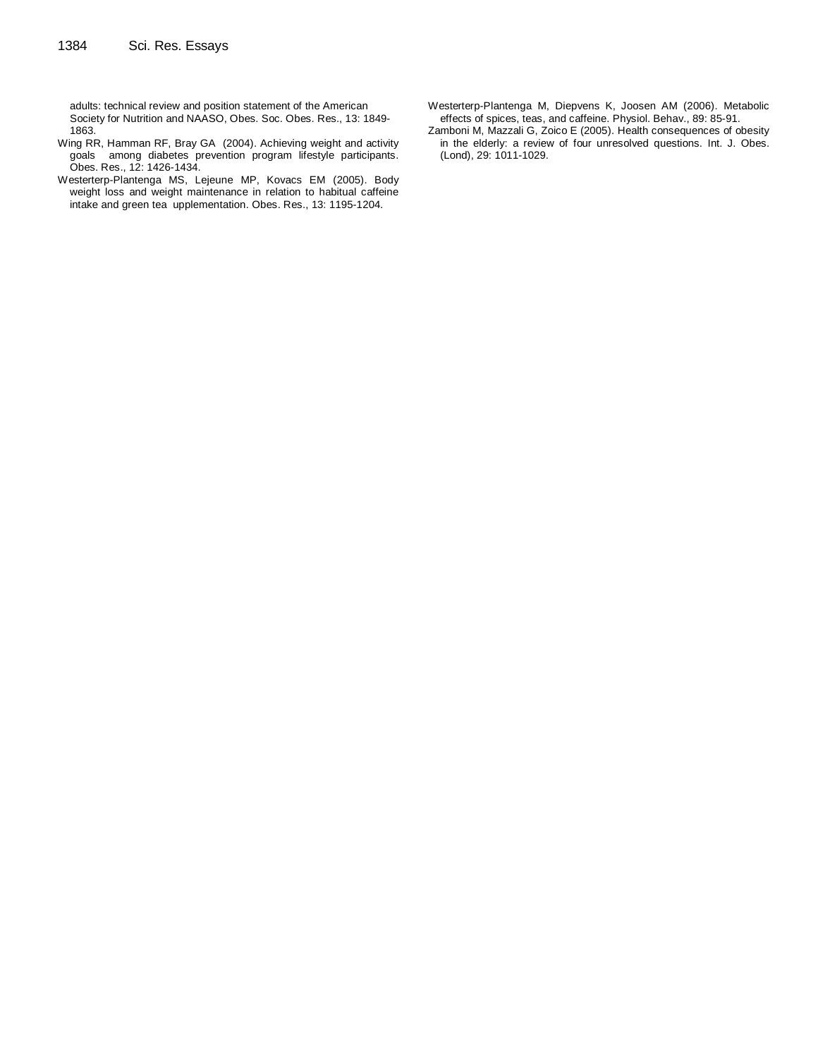adults: technical review and position statement of the American Society for Nutrition and NAASO, Obes. Soc. Obes. Res., 13: 1849-1863.

Wing RR, Hamman RF, Bray GA (2004). Achieving weight and activity goals among diabetes prevention program lifestyle participants. Obes. Res., 12: 1426-1434.

Westerterp-Plantenga MS, Lejeune MP, Kovacs EM (2005). Body weight loss and weight maintenance in relation to habitual caffeine intake and green tea upplementation. Obes. Res., 13: 1195-1204.

Westerterp-Plantenga M, Diepvens K, Joosen AM (2006). Metabolic effects of spices, teas, and caffeine. Physiol. Behav., 89: 85-91.

Zamboni M, Mazzali G, Zoico E (2005). Health consequences of obesity in the elderly: a review of four unresolved questions. Int. J. Obes. (Lond), 29: 1011-1029.